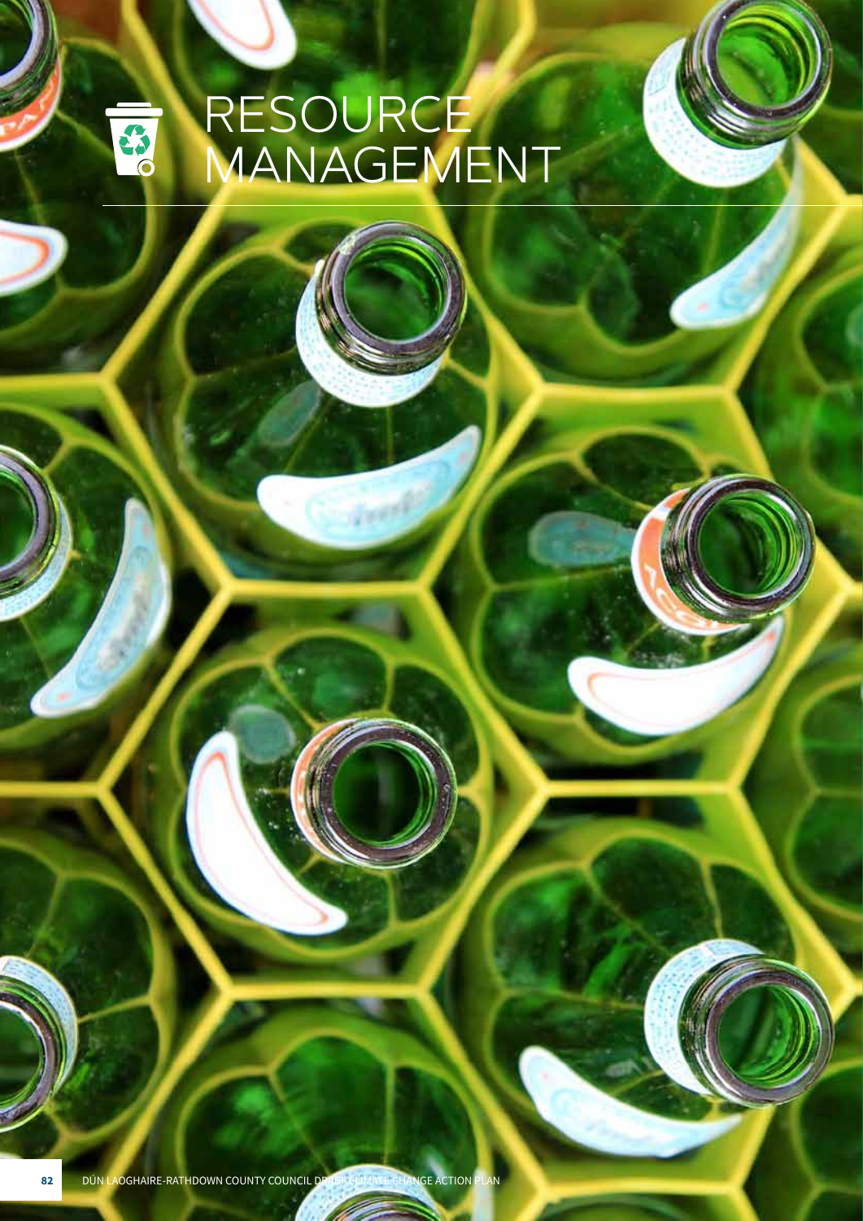# RESOURCE MANAGEMENT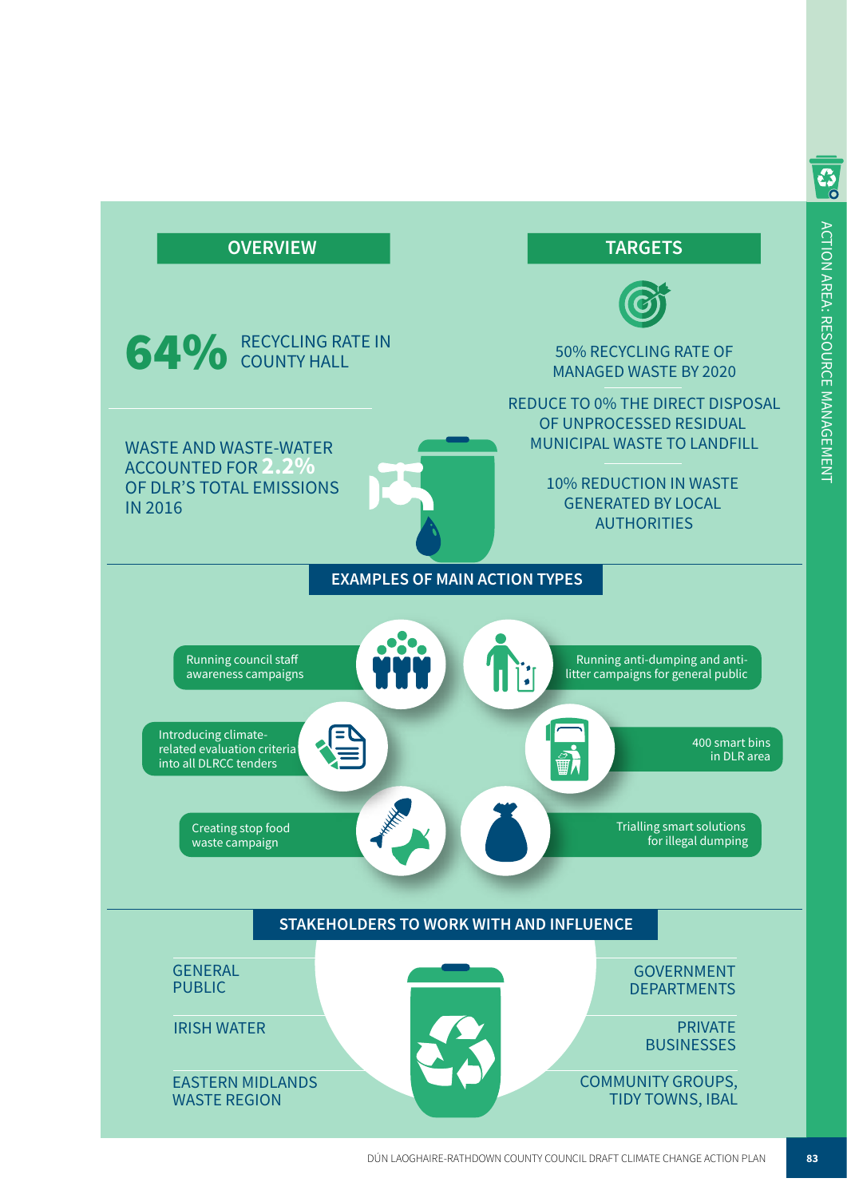## OVERVIEW

**64%** RECYCLING RATE IN COUNTY HALL

WASTE AND WASTE-WATER ACCOUNTED FOR **2.2%** OF DLR'S TOTAL EMISSIONS IN 2016

## TARGETS

50% RECYCLING RATE OF MANAGED WASTE BY 2020

REDUCE TO 0% THE DIRECT DISPOSAL OF UNPROCESSED RESIDUAL MUNICIPAL WASTE TO LANDFILL

10% REDUCTION IN WASTE GENERATED BY LOCAL AUTHORITIES

## EXAMPLES OF MAIN ACTION TYPES

- Running council staff awareness campaigns
- Running anti-dumping and anti-litter campaigns for general public
- Introducing climate-related evaluation criteria into all DLRCC tenders
- 400 smart bins in DLR area
- Creating stop food waste campaign
- Trialling smart solutions for illegal dumping

## STAKEHOLDERS TO WORK WITH AND INFLUENCE

- GENERAL PUBLIC
- IRISH WATER
- EASTERN MIDLANDS WASTE REGION
- GOVERNMENT DEPARTMENTS
- PRIVATE BUSINESSES
- COMMUNITY GROUPS, TIDY TOWNS, IBAL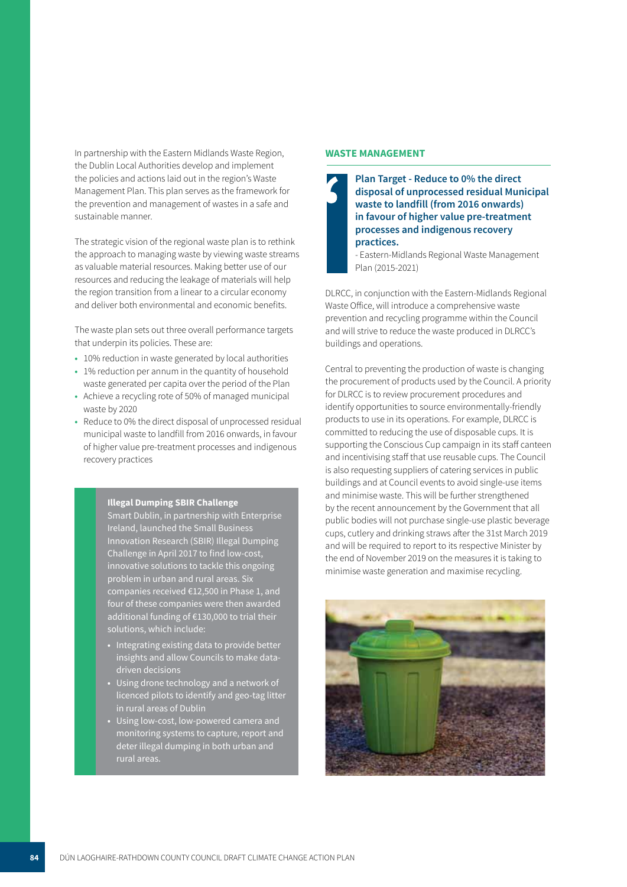In partnership with the Eastern Midlands Waste Region, the Dublin Local Authorities develop and implement the policies and actions laid out in the region's Waste Management Plan. This plan serves as the framework for the prevention and management of wastes in a safe and sustainable manner.

The strategic vision of the regional waste plan is to rethink the approach to managing waste by viewing waste streams as valuable material resources. Making better use of our resources and reducing the leakage of materials will help the region transition from a linear to a circular economy and deliver both environmental and economic benefits.

The waste plan sets out three overall performance targets that underpin its policies. These are:

- 10% reduction in waste generated by local authorities
- 1% reduction per annum in the quantity of household waste generated per capita over the period of the Plan
- Achieve a recycling rote of 50% of managed municipal waste by 2020
- Reduce to 0% the direct disposal of unprocessed residual municipal waste to landfill from 2016 onwards, in favour of higher value pre-treatment processes and indigenous recovery practices

> **Illegal Dumping SBIR Challenge**
>
> Smart Dublin, in partnership with Enterprise Ireland, launched the Small Business Innovation Research (SBIR) Illegal Dumping Challenge in April 2017 to find low-cost, innovative solutions to tackle this ongoing problem in urban and rural areas. Six companies received €12,500 in Phase 1, and four of these companies were then awarded additional funding of €130,000 to trial their solutions, which include:
>
> - Integrating existing data to provide better insights and allow Councils to make data-driven decisions
> - Using drone technology and a network of licenced pilots to identify and geo-tag litter in rural areas of Dublin
> - Using low-cost, low-powered camera and monitoring systems to capture, report and deter illegal dumping in both urban and rural areas.

## WASTE MANAGEMENT

> **Plan Target - Reduce to 0% the direct disposal of unprocessed residual Municipal waste to landfill (from 2016 onwards) in favour of higher value pre-treatment processes and indigenous recovery practices.**
>
> - Eastern-Midlands Regional Waste Management Plan (2015-2021)

DLRCC, in conjunction with the Eastern-Midlands Regional Waste Office, will introduce a comprehensive waste prevention and recycling programme within the Council and will strive to reduce the waste produced in DLRCC's buildings and operations.

Central to preventing the production of waste is changing the procurement of products used by the Council. A priority for DLRCC is to review procurement procedures and identify opportunities to source environmentally-friendly products to use in its operations. For example, DLRCC is committed to reducing the use of disposable cups. It is supporting the Conscious Cup campaign in its staff canteen and incentivising staff that use reusable cups. The Council is also requesting suppliers of catering services in public buildings and at Council events to avoid single-use items and minimise waste. This will be further strengthened by the recent announcement by the Government that all public bodies will not purchase single-use plastic beverage cups, cutlery and drinking straws after the 31st March 2019 and will be required to report to its respective Minister by the end of November 2019 on the measures it is taking to minimise waste generation and maximise recycling.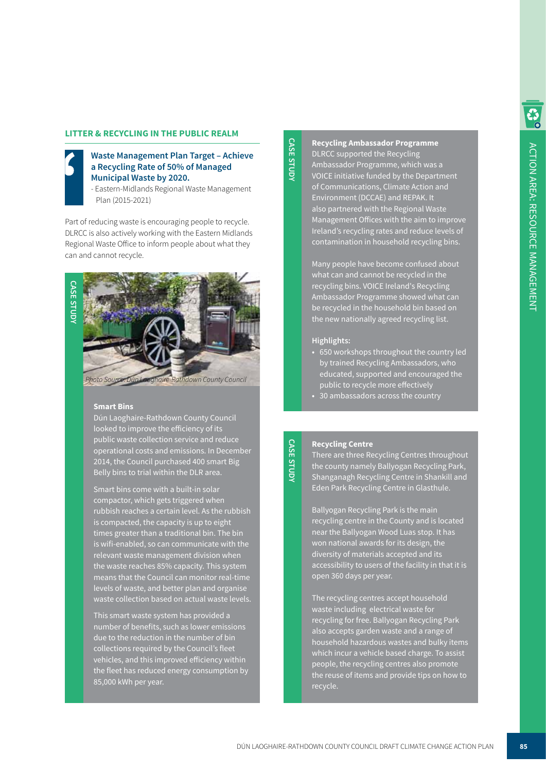## LITTER & RECYCLING IN THE PUBLIC REALM

> **Waste Management Plan Target – Achieve a Recycling Rate of 50% of Managed Municipal Waste by 2020.**
> - Eastern-Midlands Regional Waste Management Plan (2015-2021)

Part of reducing waste is encouraging people to recycle. DLRCC is also actively working with the Eastern Midlands Regional Waste Office to inform people about what they can and cannot recycle.

**CASE STUDY**

*Photo Source: Dún Laoghaire-Rathdown County Council*

### Smart Bins

Dún Laoghaire-Rathdown County Council looked to improve the efficiency of its public waste collection service and reduce operational costs and emissions. In December 2014, the Council purchased 400 smart Big Belly bins to trial within the DLR area.

Smart bins come with a built-in solar compactor, which gets triggered when rubbish reaches a certain level. As the rubbish is compacted, the capacity is up to eight times greater than a traditional bin. The bin is wifi-enabled, so can communicate with the relevant waste management division when the waste reaches 85% capacity. This system means that the Council can monitor real-time levels of waste, and better plan and organise waste collection based on actual waste levels.

This smart waste system has provided a number of benefits, such as lower emissions due to the reduction in the number of bin collections required by the Council's fleet vehicles, and this improved efficiency within the fleet has reduced energy consumption by 85,000 kWh per year.

**CASE STUDY**

### Recycling Ambassador Programme

DLRCC supported the Recycling Ambassador Programme, which was a VOICE initiative funded by the Department of Communications, Climate Action and Environment (DCCAE) and REPAK. It also partnered with the Regional Waste Management Offices with the aim to improve Ireland's recycling rates and reduce levels of contamination in household recycling bins.

Many people have become confused about what can and cannot be recycled in the recycling bins. VOICE Ireland's Recycling Ambassador Programme showed what can be recycled in the household bin based on the new nationally agreed recycling list.

**Highlights:**

- 650 workshops throughout the country led by trained Recycling Ambassadors, who educated, supported and encouraged the public to recycle more effectively
- 30 ambassadors across the country

**CASE STUDY**

### Recycling Centre

There are three Recycling Centres throughout the county namely Ballyogan Recycling Park, Shanganagh Recycling Centre in Shankill and Eden Park Recycling Centre in Glasthule.

Ballyogan Recycling Park is the main recycling centre in the County and is located near the Ballyogan Wood Luas stop. It has won national awards for its design, the diversity of materials accepted and its accessibility to users of the facility in that it is open 360 days per year.

The recycling centres accept household waste including electrical waste for recycling for free. Ballyogan Recycling Park also accepts garden waste and a range of household hazardous wastes and bulky items which incur a vehicle based charge. To assist people, the recycling centres also promote the reuse of items and provide tips on how to recycle.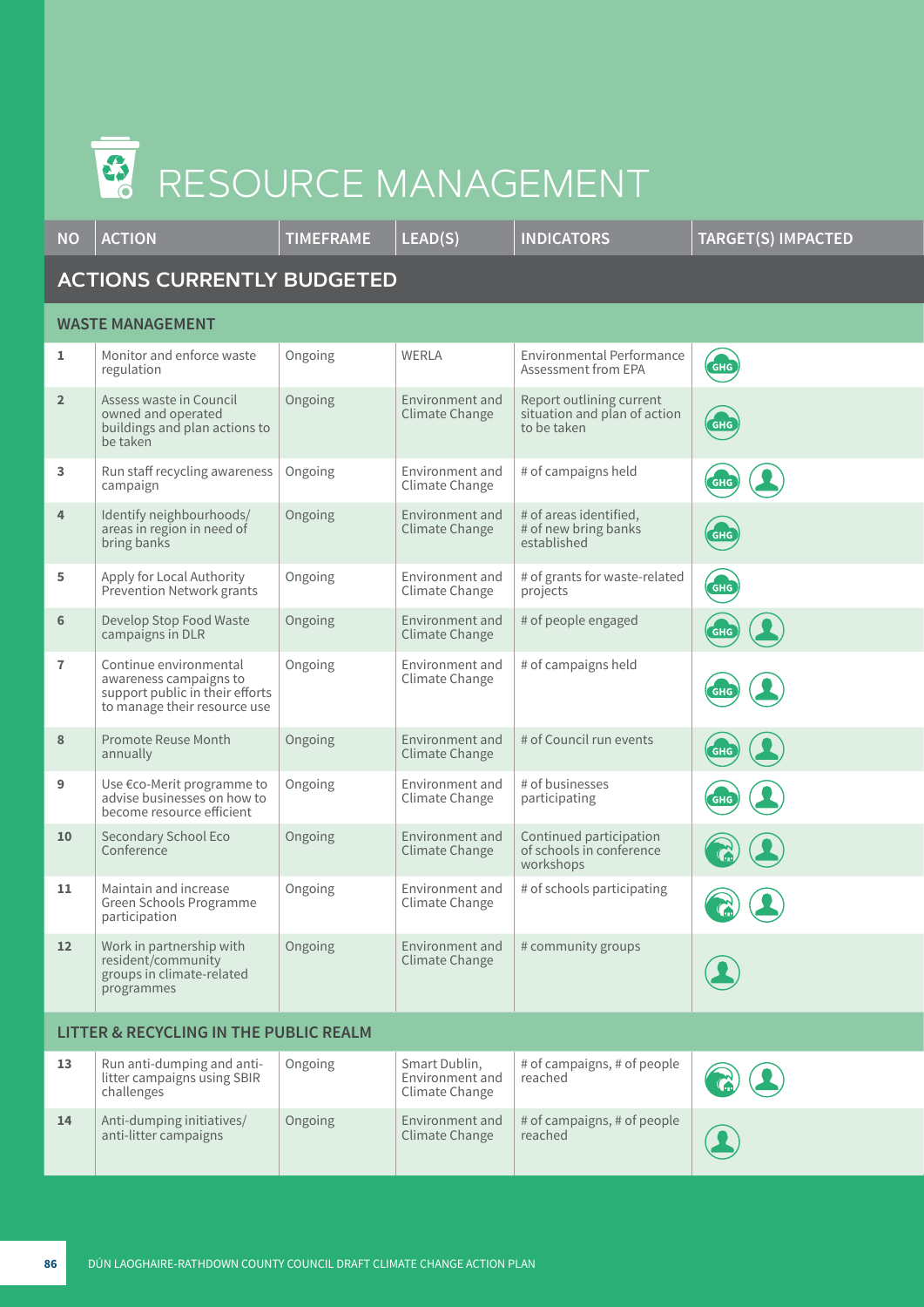# RESOURCE MANAGEMENT

| NO | ACTION | TIMEFRAME | LEAD(S) | INDICATORS | TARGET(S) IMPACTED |
|---|---|---|---|---|---|
| **ACTIONS CURRENTLY BUDGETED** | | | | | |
| **WASTE MANAGEMENT** | | | | | |
| 1 | Monitor and enforce waste regulation | Ongoing | WERLA | Environmental Performance Assessment from EPA | GHG |
| 2 | Assess waste in Council owned and operated buildings and plan actions to be taken | Ongoing | Environment and Climate Change | Report outlining current situation and plan of action to be taken | GHG |
| 3 | Run staff recycling awareness campaign | Ongoing | Environment and Climate Change | # of campaigns held | GHG, People |
| 4 | Identify neighbourhoods/ areas in region in need of bring banks | Ongoing | Environment and Climate Change | # of areas identified, # of new bring banks established | GHG |
| 5 | Apply for Local Authority Prevention Network grants | Ongoing | Environment and Climate Change | # of grants for waste-related projects | GHG |
| 6 | Develop Stop Food Waste campaigns in DLR | Ongoing | Environment and Climate Change | # of people engaged | GHG, People |
| 7 | Continue environmental awareness campaigns to support public in their efforts to manage their resource use | Ongoing | Environment and Climate Change | # of campaigns held | GHG, People |
| 8 | Promote Reuse Month annually | Ongoing | Environment and Climate Change | # of Council run events | GHG, People |
| 9 | Use €co-Merit programme to advise businesses on how to become resource efficient | Ongoing | Environment and Climate Change | # of businesses participating | GHG, People |
| 10 | Secondary School Eco Conference | Ongoing | Environment and Climate Change | Continued participation of schools in conference workshops | Resilience, People |
| 11 | Maintain and increase Green Schools Programme participation | Ongoing | Environment and Climate Change | # of schools participating | Resilience, People |
| 12 | Work in partnership with resident/community groups in climate-related programmes | Ongoing | Environment and Climate Change | # community groups | People |
| **LITTER & RECYCLING IN THE PUBLIC REALM** | | | | | |
| 13 | Run anti-dumping and anti-litter campaigns using SBIR challenges | Ongoing | Smart Dublin, Environment and Climate Change | # of campaigns, # of people reached | Resilience, People |
| 14 | Anti-dumping initiatives/ anti-litter campaigns | Ongoing | Environment and Climate Change | # of campaigns, # of people reached | People |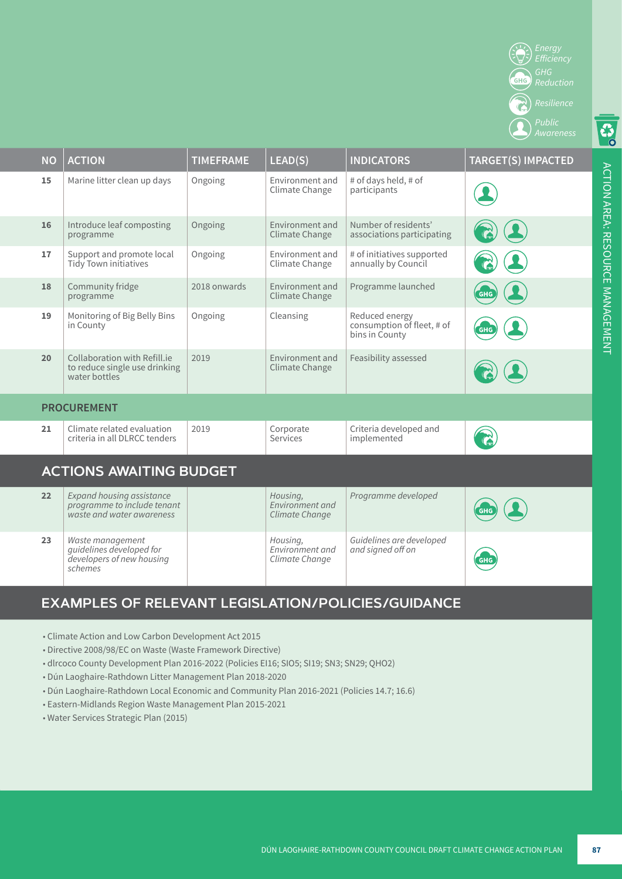Energy Efficiency
GHG Reduction
Resilience
Public Awareness

| NO | ACTION | TIMEFRAME | LEAD(S) | INDICATORS | TARGET(S) IMPACTED |
|---|---|---|---|---|---|
| 15 | Marine litter clean up days | Ongoing | Environment and Climate Change | # of days held, # of participants | Public Awareness |
| 16 | Introduce leaf composting programme | Ongoing | Environment and Climate Change | Number of residents' associations participating | Resilience, Public Awareness |
| 17 | Support and promote local Tidy Town initiatives | Ongoing | Environment and Climate Change | # of initiatives supported annually by Council | Resilience, Public Awareness |
| 18 | Community fridge programme | 2018 onwards | Environment and Climate Change | Programme launched | GHG Reduction, Public Awareness |
| 19 | Monitoring of Big Belly Bins in County | Ongoing | Cleansing | Reduced energy consumption of fleet, # of bins in County | GHG Reduction, Public Awareness |
| 20 | Collaboration with Refill.ie to reduce single use drinking water bottles | 2019 | Environment and Climate Change | Feasibility assessed | Resilience, Public Awareness |
| **PROCUREMENT** | | | | | |
| 21 | Climate related evaluation criteria in all DLRCC tenders | 2019 | Corporate Services | Criteria developed and implemented | Resilience |
| **ACTIONS AWAITING BUDGET** | | | | | |
| 22 | *Expand housing assistance programme to include tenant waste and water awareness* | | *Housing, Environment and Climate Change* | *Programme developed* | GHG Reduction, Public Awareness |
| 23 | *Waste management guidelines developed for developers of new housing schemes* | | *Housing, Environment and Climate Change* | *Guidelines are developed and signed off on* | GHG Reduction |

## EXAMPLES OF RELEVANT LEGISLATION/POLICIES/GUIDANCE

- Climate Action and Low Carbon Development Act 2015
- Directive 2008/98/EC on Waste (Waste Framework Directive)
- dlrcoco County Development Plan 2016-2022 (Policies EI16; SIO5; SI19; SN3; SN29; QHO2)
- Dún Laoghaire-Rathdown Litter Management Plan 2018-2020
- Dún Laoghaire-Rathdown Local Economic and Community Plan 2016-2021 (Policies 14.7; 16.6)
- Eastern-Midlands Region Waste Management Plan 2015-2021
- Water Services Strategic Plan (2015)